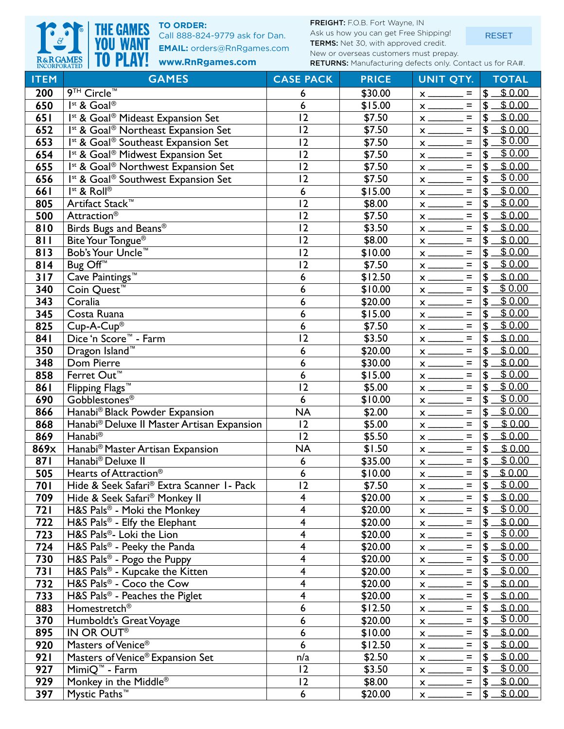R&R GAMES INCORPORATED — THE GAMES YOU WANT TO PLAY!

**TO ORDER:**
Call 888-824-9779 ask for Dan.
**EMAIL:** orders@RnRgames.com
**www.RnRgames.com**

**FREIGHT:** F.O.B. Fort Wayne, IN
Ask us how you can get Free Shipping!
**TERMS:** Net 30, with approved credit.
New or overseas customers must prepay.
**RETURNS:** Manufacturing defects only. Contact us for RA#.

RESET

| ITEM | GAMES | CASE PACK | PRICE | UNIT QTY. | TOTAL |
|---|---|---|---|---|---|
| 200 | 9TH Circle™ | 6 | $30.00 | x ______ = | $ $ 0.00 |
| 650 | 1st & Goal® | 6 | $15.00 | x ______ = | $ $ 0.00 |
| 651 | 1st & Goal® Mideast Expansion Set | 12 | $7.50 | x ______ = | $ $ 0.00 |
| 652 | 1st & Goal® Northeast Expansion Set | 12 | $7.50 | x ______ = | $ $ 0.00 |
| 653 | 1st & Goal® Southeast Expansion Set | 12 | $7.50 | x ______ = | $ $ 0.00 |
| 654 | 1st & Goal® Midwest Expansion Set | 12 | $7.50 | x ______ = | $ $ 0.00 |
| 655 | 1st & Goal® Northwest Expansion Set | 12 | $7.50 | x ______ = | $ $ 0.00 |
| 656 | 1st & Goal® Southwest Expansion Set | 12 | $7.50 | x ______ = | $ $ 0.00 |
| 661 | 1st & Roll® | 6 | $15.00 | x ______ = | $ $ 0.00 |
| 805 | Artifact Stack™ | 12 | $8.00 | x ______ = | $ $ 0.00 |
| 500 | Attraction® | 12 | $7.50 | x ______ = | $ $ 0.00 |
| 810 | Birds Bugs and Beans® | 12 | $3.50 | x ______ = | $ $ 0.00 |
| 811 | Bite Your Tongue® | 12 | $8.00 | x ______ = | $ $ 0.00 |
| 813 | Bob's Your Uncle™ | 12 | $10.00 | x ______ = | $ $ 0.00 |
| 814 | Bug Off™ | 12 | $7.50 | x ______ = | $ $ 0.00 |
| 317 | Cave Paintings™ | 6 | $12.50 | x ______ = | $ $ 0.00 |
| 340 | Coin Quest™ | 6 | $10.00 | x ______ = | $ $ 0.00 |
| 343 | Coralia | 6 | $20.00 | x ______ = | $ $ 0.00 |
| 345 | Costa Ruana | 6 | $15.00 | x ______ = | $ $ 0.00 |
| 825 | Cup-A-Cup® | 6 | $7.50 | x ______ = | $ $ 0.00 |
| 841 | Dice 'n Score™ - Farm | 12 | $3.50 | x ______ = | $ $ 0.00 |
| 350 | Dragon Island™ | 6 | $20.00 | x ______ = | $ $ 0.00 |
| 348 | Dom Pierre | 6 | $30.00 | x ______ = | $ $ 0.00 |
| 858 | Ferret Out™ | 6 | $15.00 | x ______ = | $ $ 0.00 |
| 861 | Flipping Flags™ | 12 | $5.00 | x ______ = | $ $ 0.00 |
| 690 | Gobblestones® | 6 | $10.00 | x ______ = | $ $ 0.00 |
| 866 | Hanabi® Black Powder Expansion | NA | $2.00 | x ______ = | $ $ 0.00 |
| 868 | Hanabi® Deluxe II Master Artisan Expansion | 12 | $5.00 | x ______ = | $ $ 0.00 |
| 869 | Hanabi® | 12 | $5.50 | x ______ = | $ $ 0.00 |
| 869x | Hanabi® Master Artisan Expansion | NA | $1.50 | x ______ = | $ $ 0.00 |
| 871 | Hanabi® Deluxe II | 6 | $35.00 | x ______ = | $ $ 0.00 |
| 505 | Hearts of Attraction® | 6 | $10.00 | x ______ = | $ $ 0.00 |
| 701 | Hide & Seek Safari® Extra Scanner 1- Pack | 12 | $7.50 | x ______ = | $ $ 0.00 |
| 709 | Hide & Seek Safari® Monkey II | 4 | $20.00 | x ______ = | $ $ 0.00 |
| 721 | H&S Pals® - Moki the Monkey | 4 | $20.00 | x ______ = | $ $ 0.00 |
| 722 | H&S Pals® - Elfy the Elephant | 4 | $20.00 | x ______ = | $ $ 0.00 |
| 723 | H&S Pals®- Loki the Lion | 4 | $20.00 | x ______ = | $ $ 0.00 |
| 724 | H&S Pals® - Peeky the Panda | 4 | $20.00 | x ______ = | $ $ 0.00 |
| 730 | H&S Pals® - Pogo the Puppy | 4 | $20.00 | x ______ = | $ $ 0.00 |
| 731 | H&S Pals® - Kupcake the Kitten | 4 | $20.00 | x ______ = | $ $ 0.00 |
| 732 | H&S Pals® - Coco the Cow | 4 | $20.00 | x ______ = | $ $ 0.00 |
| 733 | H&S Pals® - Peaches the Piglet | 4 | $20.00 | x ______ = | $ $ 0.00 |
| 883 | Homestretch® | 6 | $12.50 | x ______ = | $ $ 0.00 |
| 370 | Humboldt's Great Voyage | 6 | $20.00 | x ______ = | $ $ 0.00 |
| 895 | IN OR OUT® | 6 | $10.00 | x ______ = | $ $ 0.00 |
| 920 | Masters of Venice® | 6 | $12.50 | x ______ = | $ $ 0.00 |
| 921 | Masters of Venice® Expansion Set | n/a | $2.50 | x ______ = | $ $ 0.00 |
| 927 | MimiQ™ - Farm | 12 | $3.50 | x ______ = | $ $ 0.00 |
| 929 | Monkey in the Middle® | 12 | $8.00 | x ______ = | $ $ 0.00 |
| 397 | Mystic Paths™ | 6 | $20.00 | x ______ = | $ $ 0.00 |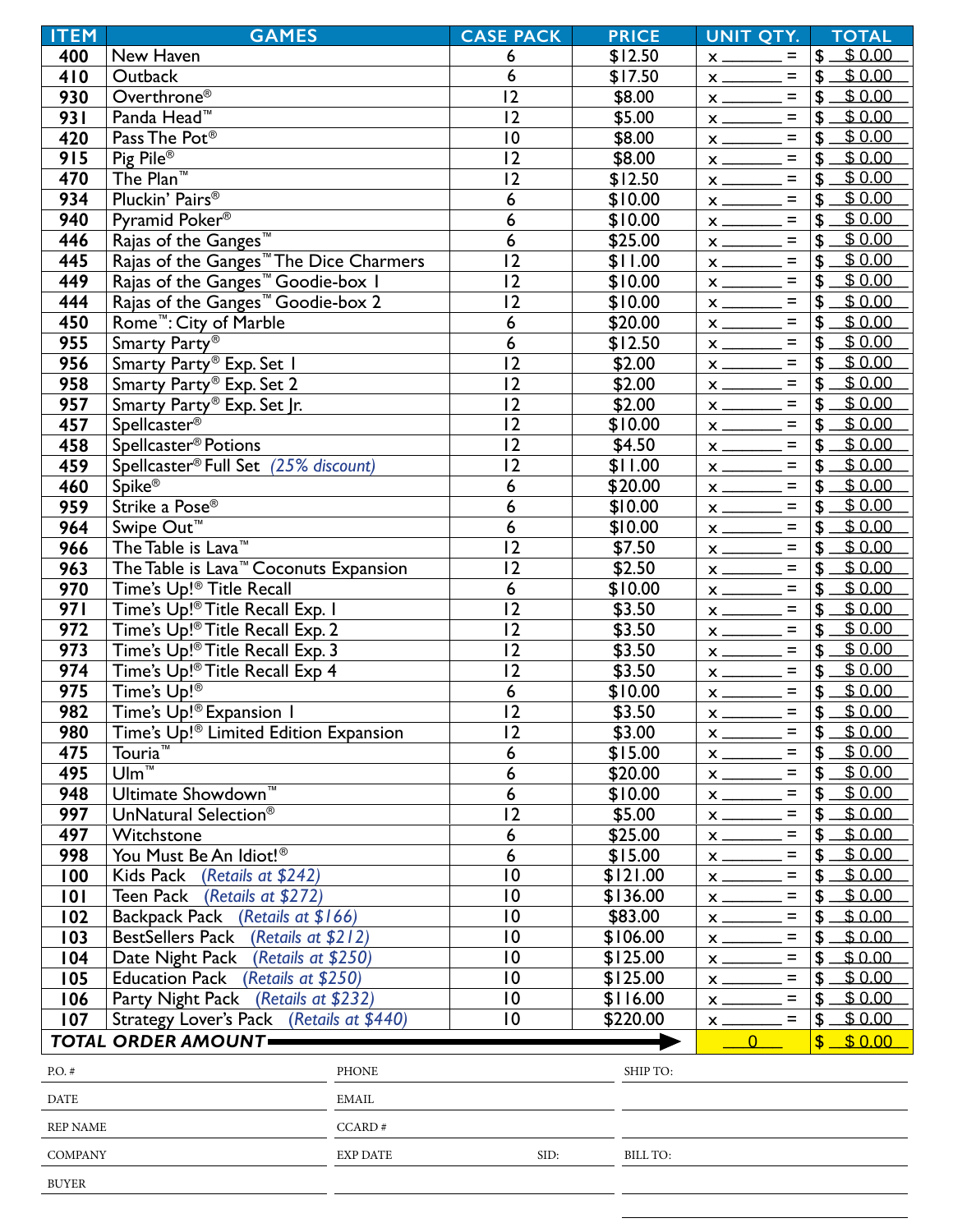| ITEM | GAMES | CASE PACK | PRICE | UNIT QTY. | TOTAL |
|---|---|---|---|---|---|
| 400 | New Haven | 6 | $12.50 | x ______ = | $ $ 0.00 |
| 410 | Outback | 6 | $17.50 | x ______ = | $ $ 0.00 |
| 930 | Overthrone® | 12 | $8.00 | x ______ = | $ $ 0.00 |
| 931 | Panda Head™ | 12 | $5.00 | x ______ = | $ $ 0.00 |
| 420 | Pass The Pot® | 10 | $8.00 | x ______ = | $ $ 0.00 |
| 915 | Pig Pile® | 12 | $8.00 | x ______ = | $ $ 0.00 |
| 470 | The Plan™ | 12 | $12.50 | x ______ = | $ $ 0.00 |
| 934 | Pluckin' Pairs® | 6 | $10.00 | x ______ = | $ $ 0.00 |
| 940 | Pyramid Poker® | 6 | $10.00 | x ______ = | $ $ 0.00 |
| 446 | Rajas of the Ganges™ | 6 | $25.00 | x ______ = | $ $ 0.00 |
| 445 | Rajas of the Ganges™ The Dice Charmers | 12 | $11.00 | x ______ = | $ $ 0.00 |
| 449 | Rajas of the Ganges™ Goodie-box 1 | 12 | $10.00 | x ______ = | $ $ 0.00 |
| 444 | Rajas of the Ganges™ Goodie-box 2 | 12 | $10.00 | x ______ = | $ $ 0.00 |
| 450 | Rome™: City of Marble | 6 | $20.00 | x ______ = | $ $ 0.00 |
| 955 | Smarty Party® | 6 | $12.50 | x ______ = | $ $ 0.00 |
| 956 | Smarty Party® Exp. Set 1 | 12 | $2.00 | x ______ = | $ $ 0.00 |
| 958 | Smarty Party® Exp. Set 2 | 12 | $2.00 | x ______ = | $ $ 0.00 |
| 957 | Smarty Party® Exp. Set Jr. | 12 | $2.00 | x ______ = | $ $ 0.00 |
| 457 | Spellcaster® | 12 | $10.00 | x ______ = | $ $ 0.00 |
| 458 | Spellcaster® Potions | 12 | $4.50 | x ______ = | $ $ 0.00 |
| 459 | Spellcaster® Full Set *(25% discount)* | 12 | $11.00 | x ______ = | $ $ 0.00 |
| 460 | Spike® | 6 | $20.00 | x ______ = | $ $ 0.00 |
| 959 | Strike a Pose® | 6 | $10.00 | x ______ = | $ $ 0.00 |
| 964 | Swipe Out™ | 6 | $10.00 | x ______ = | $ $ 0.00 |
| 966 | The Table is Lava™ | 12 | $7.50 | x ______ = | $ $ 0.00 |
| 963 | The Table is Lava™ Coconuts Expansion | 12 | $2.50 | x ______ = | $ $ 0.00 |
| 970 | Time's Up!® Title Recall | 6 | $10.00 | x ______ = | $ $ 0.00 |
| 971 | Time's Up!® Title Recall Exp. 1 | 12 | $3.50 | x ______ = | $ $ 0.00 |
| 972 | Time's Up!® Title Recall Exp. 2 | 12 | $3.50 | x ______ = | $ $ 0.00 |
| 973 | Time's Up!® Title Recall Exp. 3 | 12 | $3.50 | x ______ = | $ $ 0.00 |
| 974 | Time's Up!® Title Recall Exp 4 | 12 | $3.50 | x ______ = | $ $ 0.00 |
| 975 | Time's Up!® | 6 | $10.00 | x ______ = | $ $ 0.00 |
| 982 | Time's Up!® Expansion 1 | 12 | $3.50 | x ______ = | $ $ 0.00 |
| 980 | Time's Up!® Limited Edition Expansion | 12 | $3.00 | x ______ = | $ $ 0.00 |
| 475 | Touria™ | 6 | $15.00 | x ______ = | $ $ 0.00 |
| 495 | Ulm™ | 6 | $20.00 | x ______ = | $ $ 0.00 |
| 948 | Ultimate Showdown™ | 6 | $10.00 | x ______ = | $ $ 0.00 |
| 997 | UnNatural Selection® | 12 | $5.00 | x ______ = | $ $ 0.00 |
| 497 | Witchstone | 6 | $25.00 | x ______ = | $ $ 0.00 |
| 998 | You Must Be An Idiot!® | 6 | $15.00 | x ______ = | $ $ 0.00 |
| 100 | Kids Pack *(Retails at $242)* | 10 | $121.00 | x ______ = | $ $ 0.00 |
| 101 | Teen Pack *(Retails at $272)* | 10 | $136.00 | x ______ = | $ $ 0.00 |
| 102 | Backpack Pack *(Retails at $166)* | 10 | $83.00 | x ______ = | $ $ 0.00 |
| 103 | BestSellers Pack *(Retails at $212)* | 10 | $106.00 | x ______ = | $ $ 0.00 |
| 104 | Date Night Pack *(Retails at $250)* | 10 | $125.00 | x ______ = | $ $ 0.00 |
| 105 | Education Pack *(Retails at $250)* | 10 | $125.00 | x ______ = | $ $ 0.00 |
| 106 | Party Night Pack *(Retails at $232)* | 10 | $116.00 | x ______ = | $ $ 0.00 |
| 107 | Strategy Lover's Pack *(Retails at $440)* | 10 | $220.00 | x ______ = | $ $ 0.00 |
| ***TOTAL ORDER AMOUNT*** → | | | | 0 | $ $ 0.00 |

P.O. # ____________________

DATE ____________________

REP NAME ____________________

COMPANY ____________________

BUYER ____________________

PHONE ____________________

EMAIL ____________________

CCARD # ____________________

EXP DATE ____________ SID: ____________

SHIP TO: ____________________

BILL TO: ____________________